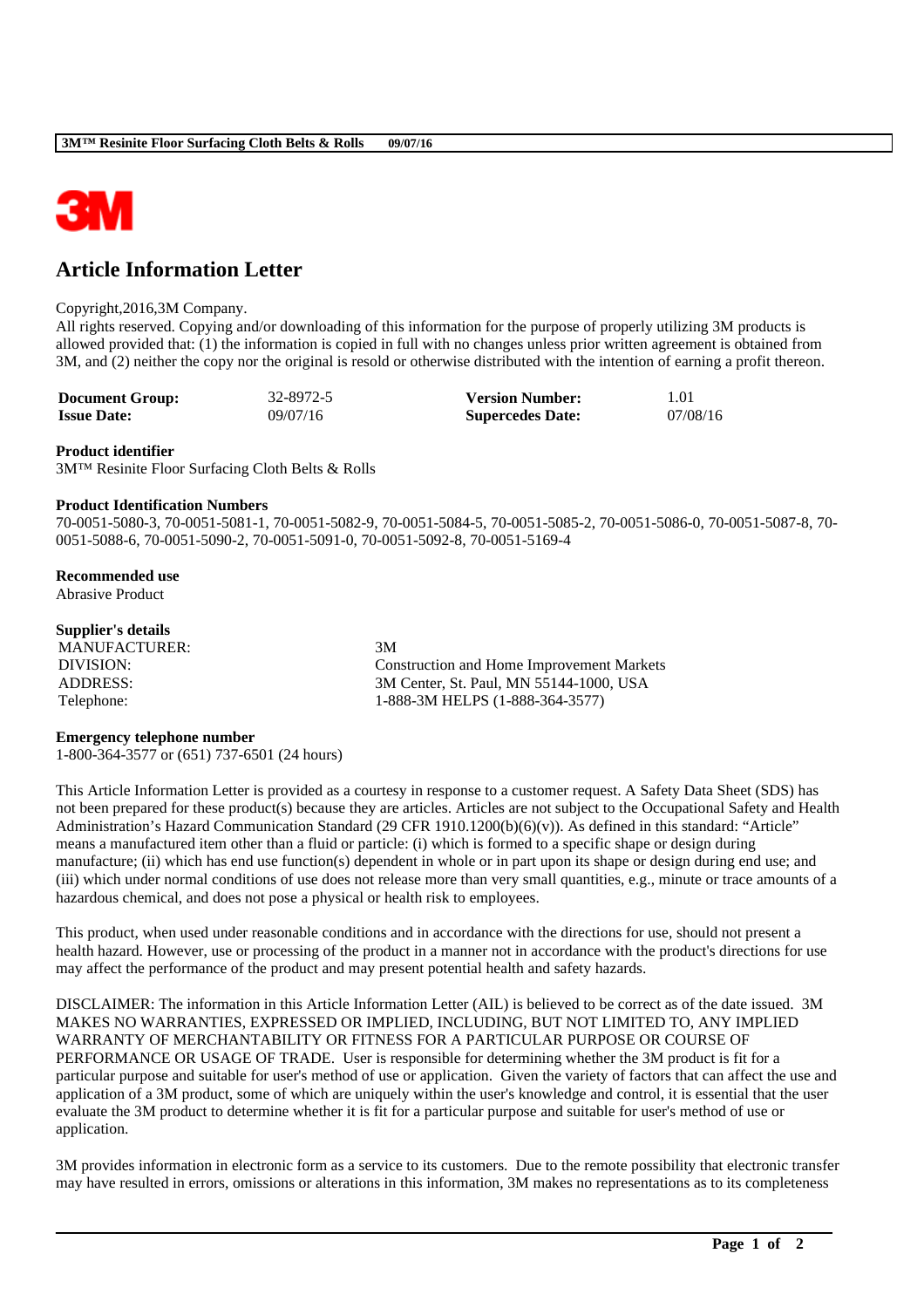# Article Information Letter

Copyright,2016,3M Company.
All rights reserved. Copying and/or downloading of this information for the purpose of properly utilizing 3M products is allowed provided that: (1) the information is copied in full with no changes unless prior written agreement is obtained from 3M, and (2) neither the copy nor the original is resold or otherwise distributed with the intention of earning a profit thereon.

| **Document Group:** | 32-8972-5 | **Version Number:** | 1.01 |
|---|---|---|---|
| **Issue Date:** | 09/07/16 | **Supercedes Date:** | 07/08/16 |

**Product identifier**
3M™ Resinite Floor Surfacing Cloth Belts & Rolls

**Product Identification Numbers**
70-0051-5080-3, 70-0051-5081-1, 70-0051-5082-9, 70-0051-5084-5, 70-0051-5085-2, 70-0051-5086-0, 70-0051-5087-8, 70-0051-5088-6, 70-0051-5090-2, 70-0051-5091-0, 70-0051-5092-8, 70-0051-5169-4

**Recommended use**
Abrasive Product

**Supplier's details**

| | |
|---|---|
| MANUFACTURER: | 3M |
| DIVISION: | Construction and Home Improvement Markets |
| ADDRESS: | 3M Center, St. Paul, MN 55144-1000, USA |
| Telephone: | 1-888-3M HELPS (1-888-364-3577) |

**Emergency telephone number**
1-800-364-3577 or (651) 737-6501 (24 hours)

This Article Information Letter is provided as a courtesy in response to a customer request. A Safety Data Sheet (SDS) has not been prepared for these product(s) because they are articles. Articles are not subject to the Occupational Safety and Health Administration's Hazard Communication Standard (29 CFR 1910.1200(b)(6)(v)). As defined in this standard: "Article" means a manufactured item other than a fluid or particle: (i) which is formed to a specific shape or design during manufacture; (ii) which has end use function(s) dependent in whole or in part upon its shape or design during end use; and (iii) which under normal conditions of use does not release more than very small quantities, e.g., minute or trace amounts of a hazardous chemical, and does not pose a physical or health risk to employees.

This product, when used under reasonable conditions and in accordance with the directions for use, should not present a health hazard. However, use or processing of the product in a manner not in accordance with the product's directions for use may affect the performance of the product and may present potential health and safety hazards.

DISCLAIMER: The information in this Article Information Letter (AIL) is believed to be correct as of the date issued. 3M MAKES NO WARRANTIES, EXPRESSED OR IMPLIED, INCLUDING, BUT NOT LIMITED TO, ANY IMPLIED WARRANTY OF MERCHANTABILITY OR FITNESS FOR A PARTICULAR PURPOSE OR COURSE OF PERFORMANCE OR USAGE OF TRADE. User is responsible for determining whether the 3M product is fit for a particular purpose and suitable for user's method of use or application. Given the variety of factors that can affect the use and application of a 3M product, some of which are uniquely within the user's knowledge and control, it is essential that the user evaluate the 3M product to determine whether it is fit for a particular purpose and suitable for user's method of use or application.

3M provides information in electronic form as a service to its customers. Due to the remote possibility that electronic transfer may have resulted in errors, omissions or alterations in this information, 3M makes no representations as to its completeness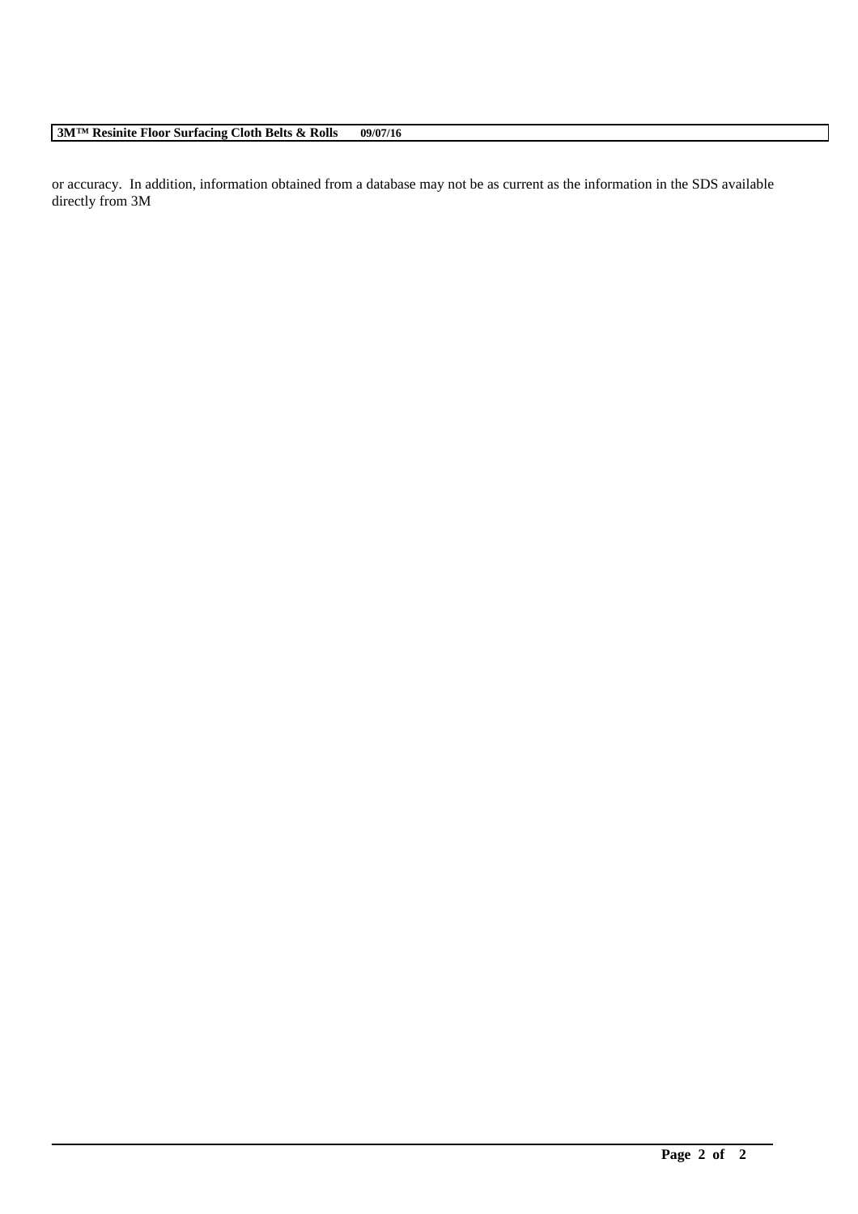or accuracy. In addition, information obtained from a database may not be as current as the information in the SDS available directly from 3M